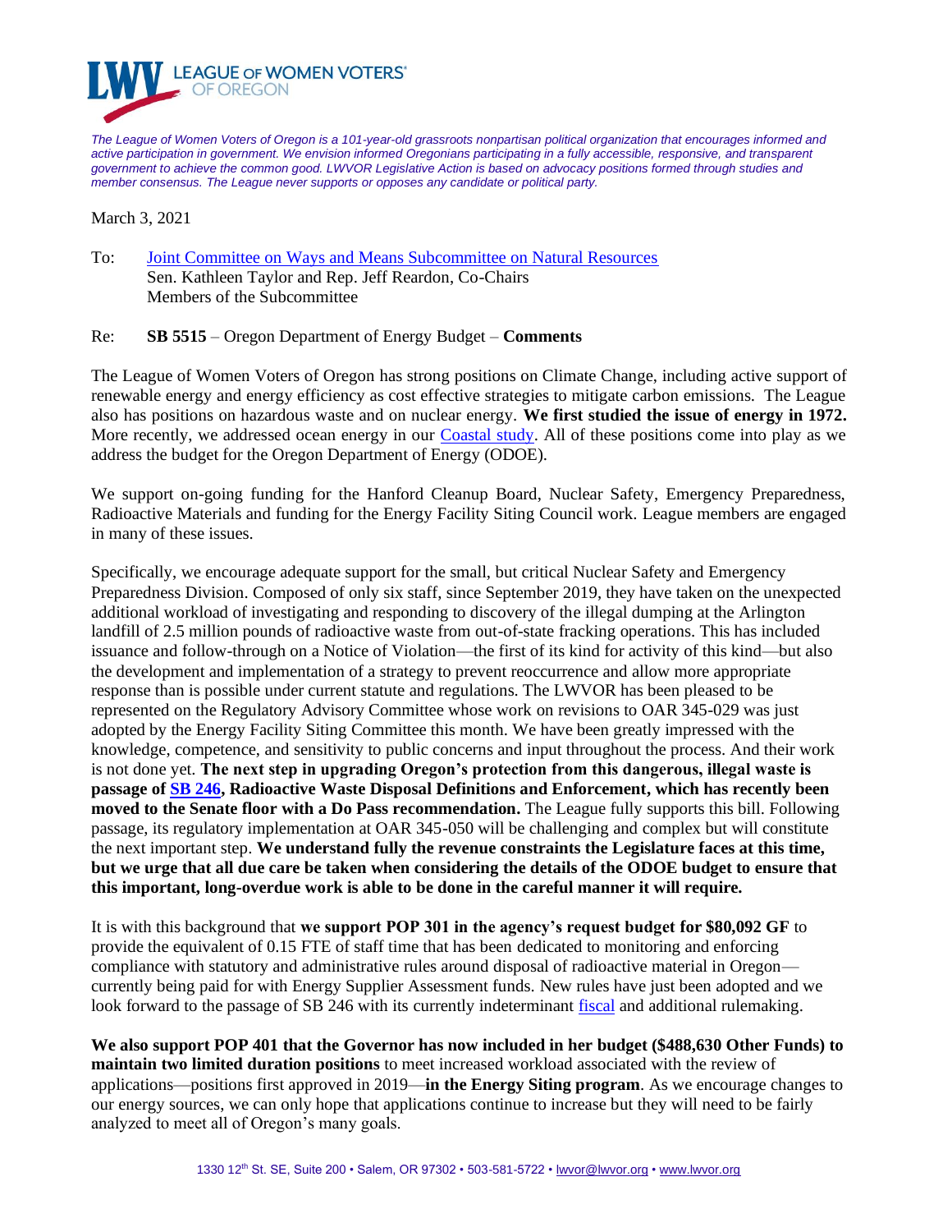**LWV LEAGUE OF WOMEN VOTERS® OF OREGON**

*The League of Women Voters of Oregon is a 101-year-old grassroots nonpartisan political organization that encourages informed and active participation in government. We envision informed Oregonians participating in a fully accessible, responsive, and transparent government to achieve the common good. LWVOR Legislative Action is based on advocacy positions formed through studies and member consensus. The League never supports or opposes any candidate or political party.*

March 3, 2021

To: [Joint Committee on Ways and Means Subcommittee on Natural Resources](#)
Sen. Kathleen Taylor and Rep. Jeff Reardon, Co-Chairs
Members of the Subcommittee

Re: **SB 5515** – Oregon Department of Energy Budget – **Comments**

The League of Women Voters of Oregon has strong positions on Climate Change, including active support of renewable energy and energy efficiency as cost effective strategies to mitigate carbon emissions. The League also has positions on hazardous waste and on nuclear energy. **We first studied the issue of energy in 1972.** More recently, we addressed ocean energy in our [Coastal study](#). All of these positions come into play as we address the budget for the Oregon Department of Energy (ODOE).

We support on-going funding for the Hanford Cleanup Board, Nuclear Safety, Emergency Preparedness, Radioactive Materials and funding for the Energy Facility Siting Council work. League members are engaged in many of these issues.

Specifically, we encourage adequate support for the small, but critical Nuclear Safety and Emergency Preparedness Division. Composed of only six staff, since September 2019, they have taken on the unexpected additional workload of investigating and responding to discovery of the illegal dumping at the Arlington landfill of 2.5 million pounds of radioactive waste from out-of-state fracking operations. This has included issuance and follow-through on a Notice of Violation—the first of its kind for activity of this kind—but also the development and implementation of a strategy to prevent reoccurrence and allow more appropriate response than is possible under current statute and regulations. The LWVOR has been pleased to be represented on the Regulatory Advisory Committee whose work on revisions to OAR 345-029 was just adopted by the Energy Facility Siting Committee this month. We have been greatly impressed with the knowledge, competence, and sensitivity to public concerns and input throughout the process. And their work is not done yet. **The next step in upgrading Oregon's protection from this dangerous, illegal waste is passage of [SB 246](#), Radioactive Waste Disposal Definitions and Enforcement, which has recently been moved to the Senate floor with a Do Pass recommendation.** The League fully supports this bill. Following passage, its regulatory implementation at OAR 345-050 will be challenging and complex but will constitute the next important step. **We understand fully the revenue constraints the Legislature faces at this time, but we urge that all due care be taken when considering the details of the ODOE budget to ensure that this important, long-overdue work is able to be done in the careful manner it will require.**

It is with this background that **we support POP 301 in the agency's request budget for $80,092 GF** to provide the equivalent of 0.15 FTE of staff time that has been dedicated to monitoring and enforcing compliance with statutory and administrative rules around disposal of radioactive material in Oregon—currently being paid for with Energy Supplier Assessment funds. New rules have just been adopted and we look forward to the passage of SB 246 with its currently indeterminant [fiscal](#) and additional rulemaking.

**We also support POP 401 that the Governor has now included in her budget ($488,630 Other Funds) to maintain two limited duration positions** to meet increased workload associated with the review of applications—positions first approved in 2019—**in the Energy Siting program**. As we encourage changes to our energy sources, we can only hope that applications continue to increase but they will need to be fairly analyzed to meet all of Oregon's many goals.

1330 12th St. SE, Suite 200 • Salem, OR 97302 • 503-581-5722 • lwvor@lwvor.org • www.lwvor.org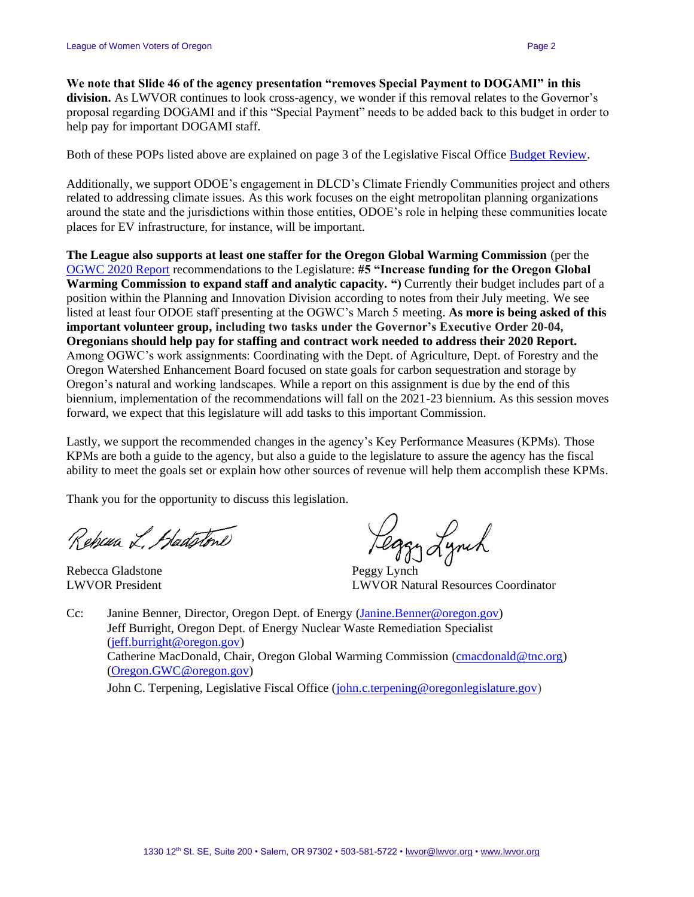**We note that Slide 46 of the agency presentation "removes Special Payment to DOGAMI" in this division.** As LWVOR continues to look cross-agency, we wonder if this removal relates to the Governor's proposal regarding DOGAMI and if this "Special Payment" needs to be added back to this budget in order to help pay for important DOGAMI staff.

Both of these POPs listed above are explained on page 3 of the Legislative Fiscal Office Budget Review.

Additionally, we support ODOE's engagement in DLCD's Climate Friendly Communities project and others related to addressing climate issues. As this work focuses on the eight metropolitan planning organizations around the state and the jurisdictions within those entities, ODOE's role in helping these communities locate places for EV infrastructure, for instance, will be important.

**The League also supports at least one staffer for the Oregon Global Warming Commission** (per the OGWC 2020 Report recommendations to the Legislature: **#5 "Increase funding for the Oregon Global Warming Commission to expand staff and analytic capacity. ")** Currently their budget includes part of a position within the Planning and Innovation Division according to notes from their July meeting. We see listed at least four ODOE staff presenting at the OGWC's March 5 meeting. **As more is being asked of this important volunteer group, including two tasks under the Governor's Executive Order 20-04, Oregonians should help pay for staffing and contract work needed to address their 2020 Report.** Among OGWC's work assignments: Coordinating with the Dept. of Agriculture, Dept. of Forestry and the Oregon Watershed Enhancement Board focused on state goals for carbon sequestration and storage by Oregon's natural and working landscapes. While a report on this assignment is due by the end of this biennium, implementation of the recommendations will fall on the 2021-23 biennium. As this session moves forward, we expect that this legislature will add tasks to this important Commission.

Lastly, we support the recommended changes in the agency's Key Performance Measures (KPMs). Those KPMs are both a guide to the agency, but also a guide to the legislature to assure the agency has the fiscal ability to meet the goals set or explain how other sources of revenue will help them accomplish these KPMs.

Thank you for the opportunity to discuss this legislation.

Rebecca Gladstone
LWVOR President

Peggy Lynch
LWVOR Natural Resources Coordinator

Cc: Janine Benner, Director, Oregon Dept. of Energy (Janine.Benner@oregon.gov)
Jeff Burright, Oregon Dept. of Energy Nuclear Waste Remediation Specialist (jeff.burright@oregon.gov)
Catherine MacDonald, Chair, Oregon Global Warming Commission (cmacdonald@tnc.org) (Oregon.GWC@oregon.gov)
John C. Terpening, Legislative Fiscal Office (john.c.terpening@oregonlegislature.gov)

1330 12th St. SE, Suite 200 • Salem, OR 97302 • 503-581-5722 • lwvor@lwvor.org • www.lwvor.org